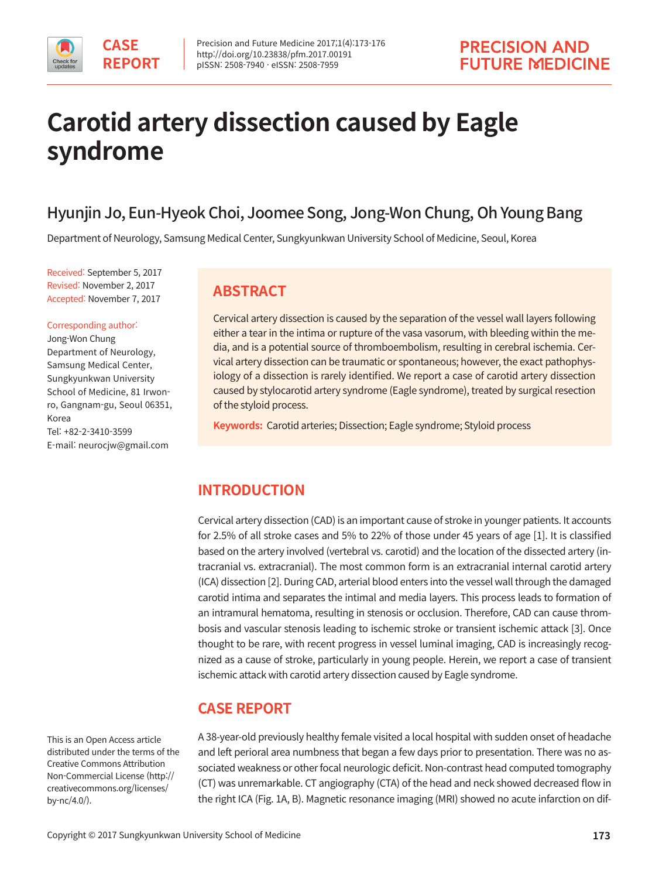CASE REPORT

# Carotid artery dissection caused by Eagle syndrome

Hyunjin Jo, Eun-Hyeok Choi, Joomee Song, Jong-Won Chung, Oh Young Bang

Department of Neurology, Samsung Medical Center, Sungkyunkwan University School of Medicine, Seoul, Korea

Received: September 5, 2017
Revised: November 2, 2017
Accepted: November 7, 2017

Corresponding author:
Jong-Won Chung
Department of Neurology, Samsung Medical Center, Sungkyunkwan University School of Medicine, 81 Irwon-ro, Gangnam-gu, Seoul 06351, Korea
Tel: +82-2-3410-3599
E-mail: neurocjw@gmail.com

## ABSTRACT

Cervical artery dissection is caused by the separation of the vessel wall layers following either a tear in the intima or rupture of the vasa vasorum, with bleeding within the media, and is a potential source of thromboembolism, resulting in cerebral ischemia. Cervical artery dissection can be traumatic or spontaneous; however, the exact pathophysiology of a dissection is rarely identified. We report a case of carotid artery dissection caused by stylocarotid artery syndrome (Eagle syndrome), treated by surgical resection of the styloid process.

**Keywords:** Carotid arteries; Dissection; Eagle syndrome; Styloid process

## INTRODUCTION

Cervical artery dissection (CAD) is an important cause of stroke in younger patients. It accounts for 2.5% of all stroke cases and 5% to 22% of those under 45 years of age [1]. It is classified based on the artery involved (vertebral vs. carotid) and the location of the dissected artery (intracranial vs. extracranial). The most common form is an extracranial internal carotid artery (ICA) dissection [2]. During CAD, arterial blood enters into the vessel wall through the damaged carotid intima and separates the intimal and media layers. This process leads to formation of an intramural hematoma, resulting in stenosis or occlusion. Therefore, CAD can cause thrombosis and vascular stenosis leading to ischemic stroke or transient ischemic attack [3]. Once thought to be rare, with recent progress in vessel luminal imaging, CAD is increasingly recognized as a cause of stroke, particularly in young people. Herein, we report a case of transient ischemic attack with carotid artery dissection caused by Eagle syndrome.

## CASE REPORT

A 38-year-old previously healthy female visited a local hospital with sudden onset of headache and left perioral area numbness that began a few days prior to presentation. There was no associated weakness or other focal neurologic deficit. Non-contrast head computed tomography (CT) was unremarkable. CT angiography (CTA) of the head and neck showed decreased flow in the right ICA (Fig. 1A, B). Magnetic resonance imaging (MRI) showed no acute infarction on dif-

This is an Open Access article distributed under the terms of the Creative Commons Attribution Non-Commercial License (http://creativecommons.org/licenses/by-nc/4.0/).

Copyright © 2017 Sungkyunkwan University School of Medicine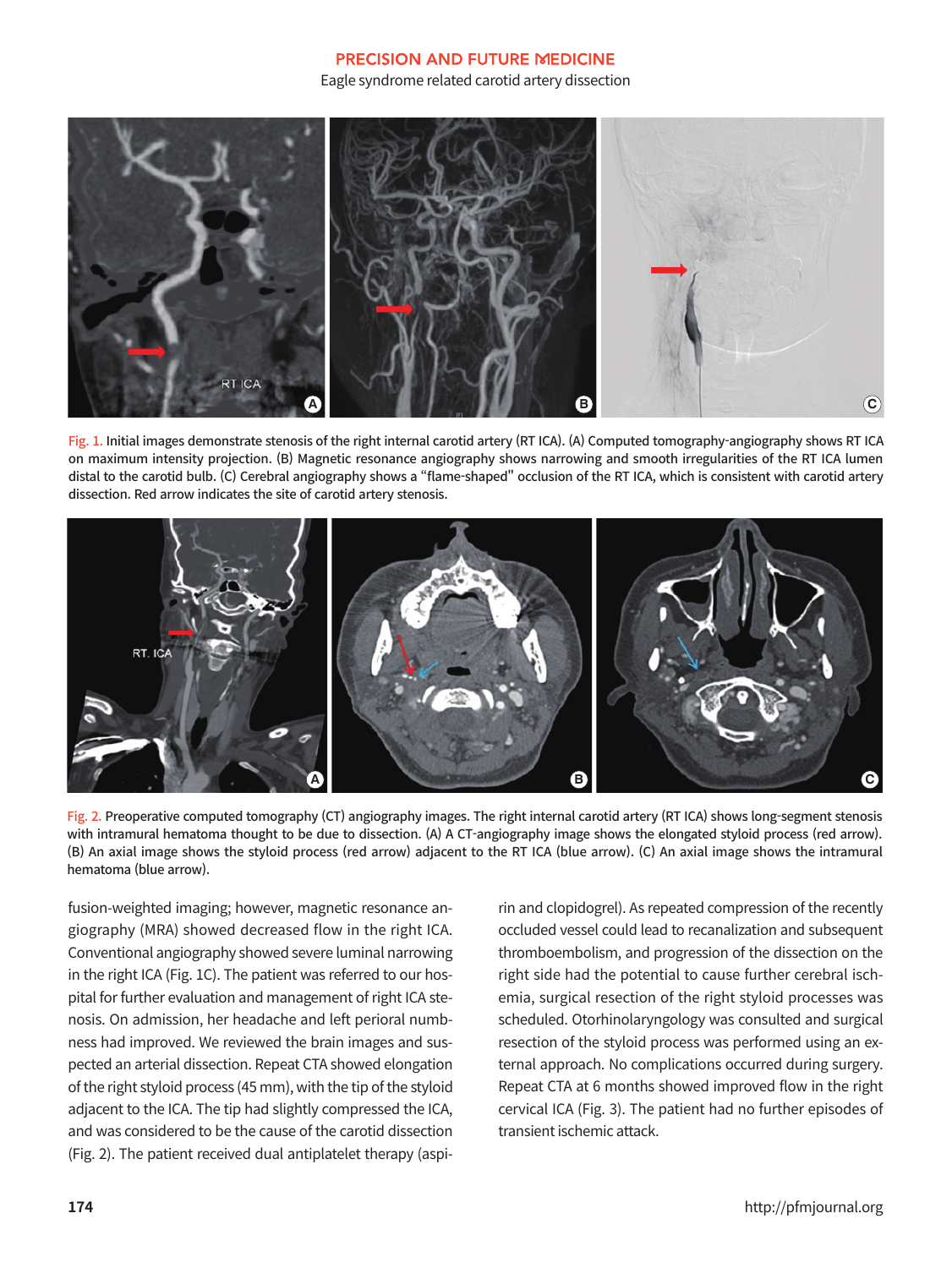Fig. 1. Initial images demonstrate stenosis of the right internal carotid artery (RT ICA). (A) Computed tomography-angiography shows RT ICA on maximum intensity projection. (B) Magnetic resonance angiography shows narrowing and smooth irregularities of the RT ICA lumen distal to the carotid bulb. (C) Cerebral angiography shows a "flame-shaped" occlusion of the RT ICA, which is consistent with carotid artery dissection. Red arrow indicates the site of carotid artery stenosis.

Fig. 2. Preoperative computed tomography (CT) angiography images. The right internal carotid artery (RT ICA) shows long-segment stenosis with intramural hematoma thought to be due to dissection. (A) A CT-angiography image shows the elongated styloid process (red arrow). (B) An axial image shows the styloid process (red arrow) adjacent to the RT ICA (blue arrow). (C) An axial image shows the intramural hematoma (blue arrow).

fusion-weighted imaging; however, magnetic resonance angiography (MRA) showed decreased flow in the right ICA. Conventional angiography showed severe luminal narrowing in the right ICA (Fig. 1C). The patient was referred to our hospital for further evaluation and management of right ICA stenosis. On admission, her headache and left perioral numbness had improved. We reviewed the brain images and suspected an arterial dissection. Repeat CTA showed elongation of the right styloid process (45 mm), with the tip of the styloid adjacent to the ICA. The tip had slightly compressed the ICA, and was considered to be the cause of the carotid dissection (Fig. 2). The patient received dual antiplatelet therapy (aspirin and clopidogrel). As repeated compression of the recently occluded vessel could lead to recanalization and subsequent thromboembolism, and progression of the dissection on the right side had the potential to cause further cerebral ischemia, surgical resection of the right styloid processes was scheduled. Otorhinolaryngology was consulted and surgical resection of the styloid process was performed using an external approach. No complications occurred during surgery. Repeat CTA at 6 months showed improved flow in the right cervical ICA (Fig. 3). The patient had no further episodes of transient ischemic attack.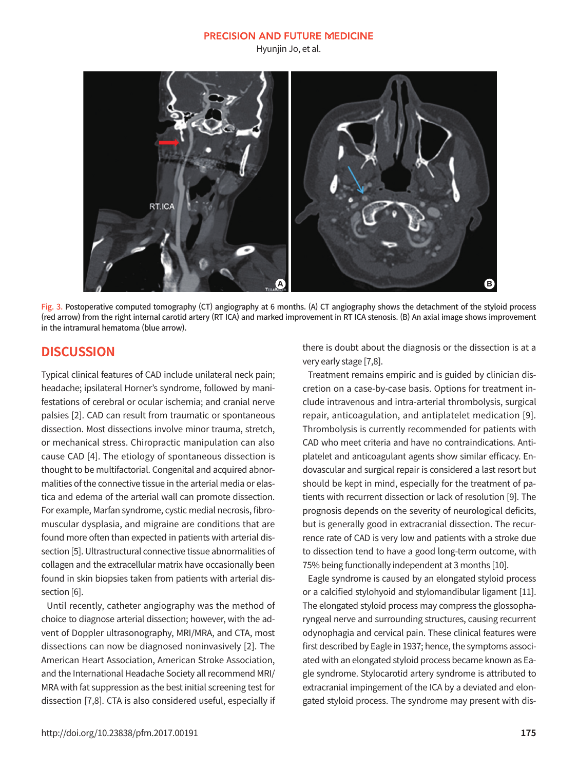Fig. 3. Postoperative computed tomography (CT) angiography at 6 months. (A) CT angiography shows the detachment of the styloid process (red arrow) from the right internal carotid artery (RT ICA) and marked improvement in RT ICA stenosis. (B) An axial image shows improvement in the intramural hematoma (blue arrow).

## DISCUSSION

Typical clinical features of CAD include unilateral neck pain; headache; ipsilateral Horner's syndrome, followed by manifestations of cerebral or ocular ischemia; and cranial nerve palsies [2]. CAD can result from traumatic or spontaneous dissection. Most dissections involve minor trauma, stretch, or mechanical stress. Chiropractic manipulation can also cause CAD [4]. The etiology of spontaneous dissection is thought to be multifactorial. Congenital and acquired abnormalities of the connective tissue in the arterial media or elastica and edema of the arterial wall can promote dissection. For example, Marfan syndrome, cystic medial necrosis, fibromuscular dysplasia, and migraine are conditions that are found more often than expected in patients with arterial dissection [5]. Ultrastructural connective tissue abnormalities of collagen and the extracellular matrix have occasionally been found in skin biopsies taken from patients with arterial dissection [6].

Until recently, catheter angiography was the method of choice to diagnose arterial dissection; however, with the advent of Doppler ultrasonography, MRI/MRA, and CTA, most dissections can now be diagnosed noninvasively [2]. The American Heart Association, American Stroke Association, and the International Headache Society all recommend MRI/MRA with fat suppression as the best initial screening test for dissection [7,8]. CTA is also considered useful, especially if there is doubt about the diagnosis or the dissection is at a very early stage [7,8].

Treatment remains empiric and is guided by clinician discretion on a case-by-case basis. Options for treatment include intravenous and intra-arterial thrombolysis, surgical repair, anticoagulation, and antiplatelet medication [9]. Thrombolysis is currently recommended for patients with CAD who meet criteria and have no contraindications. Antiplatelet and anticoagulant agents show similar efficacy. Endovascular and surgical repair is considered a last resort but should be kept in mind, especially for the treatment of patients with recurrent dissection or lack of resolution [9]. The prognosis depends on the severity of neurological deficits, but is generally good in extracranial dissection. The recurrence rate of CAD is very low and patients with a stroke due to dissection tend to have a good long-term outcome, with 75% being functionally independent at 3 months [10].

Eagle syndrome is caused by an elongated styloid process or a calcified stylohyoid and stylomandibular ligament [11]. The elongated styloid process may compress the glossopharyngeal nerve and surrounding structures, causing recurrent odynophagia and cervical pain. These clinical features were first described by Eagle in 1937; hence, the symptoms associated with an elongated styloid process became known as Eagle syndrome. Stylocarotid artery syndrome is attributed to extracranial impingement of the ICA by a deviated and elongated styloid process. The syndrome may present with dis-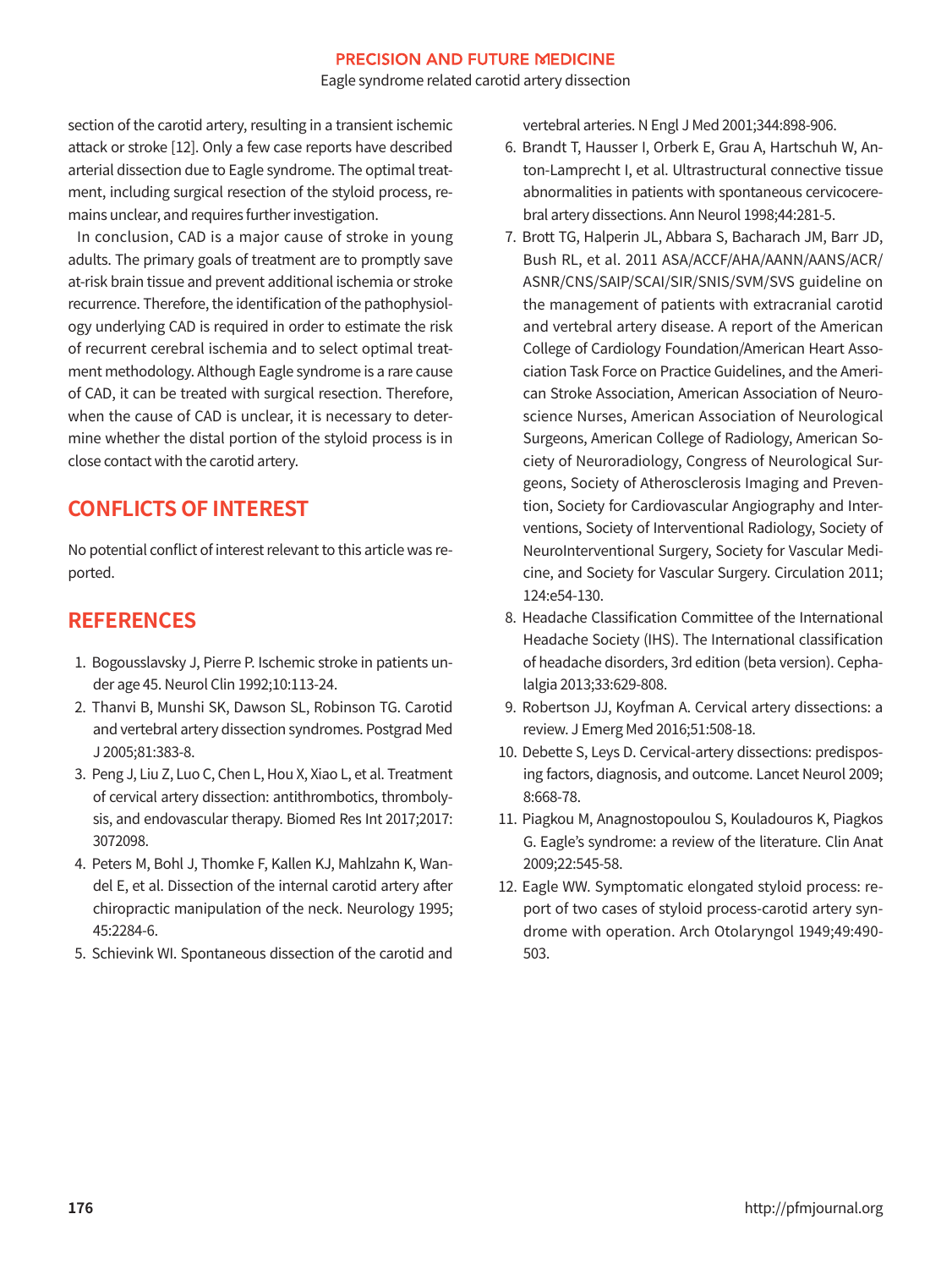section of the carotid artery, resulting in a transient ischemic attack or stroke [12]. Only a few case reports have described arterial dissection due to Eagle syndrome. The optimal treatment, including surgical resection of the styloid process, remains unclear, and requires further investigation.

In conclusion, CAD is a major cause of stroke in young adults. The primary goals of treatment are to promptly save at-risk brain tissue and prevent additional ischemia or stroke recurrence. Therefore, the identification of the pathophysiology underlying CAD is required in order to estimate the risk of recurrent cerebral ischemia and to select optimal treatment methodology. Although Eagle syndrome is a rare cause of CAD, it can be treated with surgical resection. Therefore, when the cause of CAD is unclear, it is necessary to determine whether the distal portion of the styloid process is in close contact with the carotid artery.

## CONFLICTS OF INTEREST

No potential conflict of interest relevant to this article was reported.

## REFERENCES

1. Bogousslavsky J, Pierre P. Ischemic stroke in patients under age 45. Neurol Clin 1992;10:113-24.
2. Thanvi B, Munshi SK, Dawson SL, Robinson TG. Carotid and vertebral artery dissection syndromes. Postgrad Med J 2005;81:383-8.
3. Peng J, Liu Z, Luo C, Chen L, Hou X, Xiao L, et al. Treatment of cervical artery dissection: antithrombotics, thrombolysis, and endovascular therapy. Biomed Res Int 2017;2017:3072098.
4. Peters M, Bohl J, Thomke F, Kallen KJ, Mahlzahn K, Wandel E, et al. Dissection of the internal carotid artery after chiropractic manipulation of the neck. Neurology 1995;45:2284-6.
5. Schievink WI. Spontaneous dissection of the carotid and vertebral arteries. N Engl J Med 2001;344:898-906.
6. Brandt T, Hausser I, Orberk E, Grau A, Hartschuh W, Anton-Lamprecht I, et al. Ultrastructural connective tissue abnormalities in patients with spontaneous cervicocerebral artery dissections. Ann Neurol 1998;44:281-5.
7. Brott TG, Halperin JL, Abbara S, Bacharach JM, Barr JD, Bush RL, et al. 2011 ASA/ACCF/AHA/AANN/AANS/ACR/ASNR/CNS/SAIP/SCAI/SIR/SNIS/SVM/SVS guideline on the management of patients with extracranial carotid and vertebral artery disease. A report of the American College of Cardiology Foundation/American Heart Association Task Force on Practice Guidelines, and the American Stroke Association, American Association of Neuroscience Nurses, American Association of Neurological Surgeons, American College of Radiology, American Society of Neuroradiology, Congress of Neurological Surgeons, Society of Atherosclerosis Imaging and Prevention, Society for Cardiovascular Angiography and Interventions, Society of Interventional Radiology, Society of NeuroInterventional Surgery, Society for Vascular Medicine, and Society for Vascular Surgery. Circulation 2011;124:e54-130.
8. Headache Classification Committee of the International Headache Society (IHS). The International classification of headache disorders, 3rd edition (beta version). Cephalalgia 2013;33:629-808.
9. Robertson JJ, Koyfman A. Cervical artery dissections: a review. J Emerg Med 2016;51:508-18.
10. Debette S, Leys D. Cervical-artery dissections: predisposing factors, diagnosis, and outcome. Lancet Neurol 2009;8:668-78.
11. Piagkou M, Anagnostopoulou S, Kouladouros K, Piagkos G. Eagle's syndrome: a review of the literature. Clin Anat 2009;22:545-58.
12. Eagle WW. Symptomatic elongated styloid process: report of two cases of styloid process-carotid artery syndrome with operation. Arch Otolaryngol 1949;49:490-503.